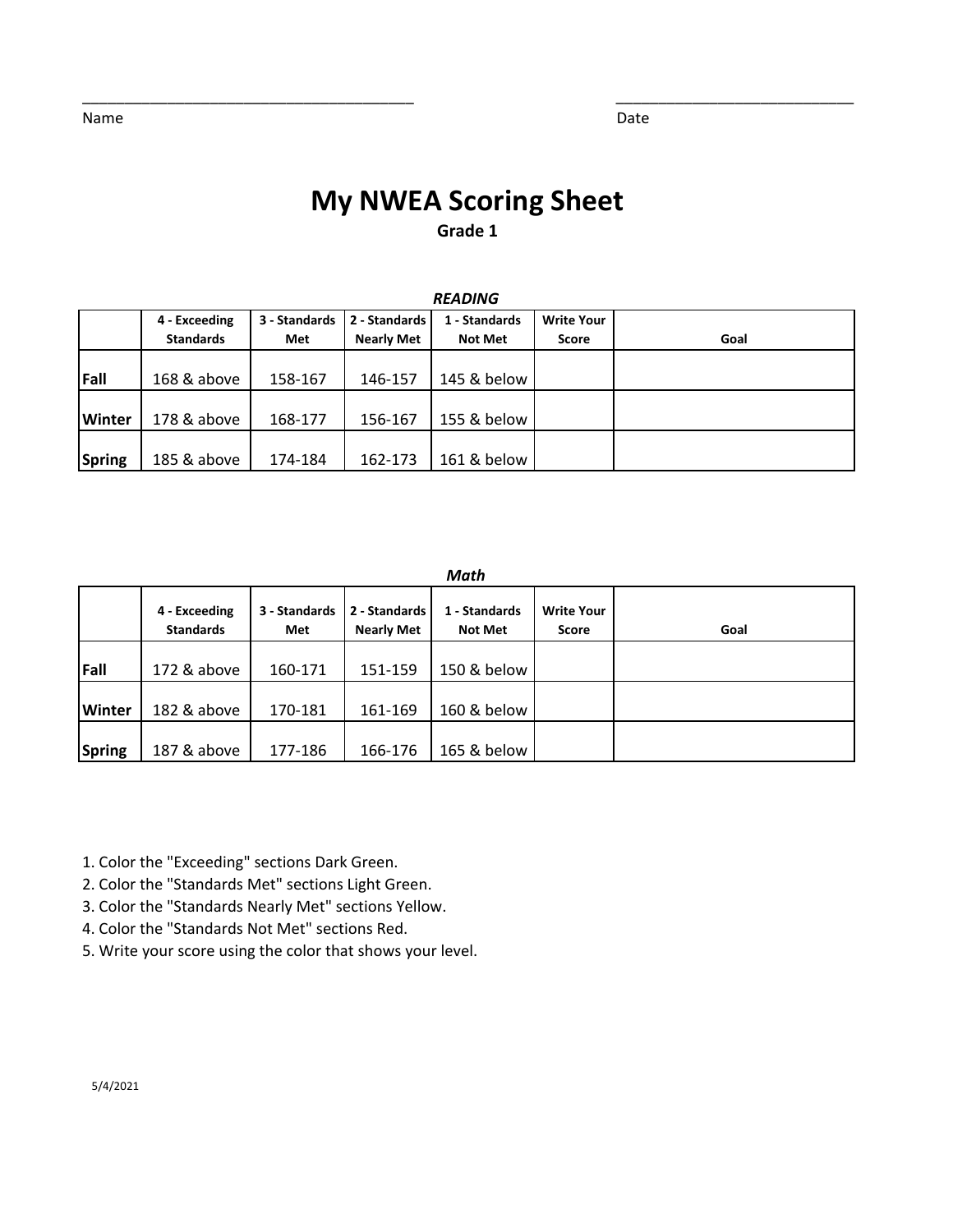______________________________________ Name

___________________________ Date

# My NWEA Scoring Sheet

**Grade 1**

***READING***

| | 4 - Exceeding Standards | 3 - Standards Met | 2 - Standards Nearly Met | 1 - Standards Not Met | Write Your Score | Goal |
|---|---|---|---|---|---|---|
| **Fall** | 168 & above | 158-167 | 146-157 | 145 & below | | |
| **Winter** | 178 & above | 168-177 | 156-167 | 155 & below | | |
| **Spring** | 185 & above | 174-184 | 162-173 | 161 & below | | |

***Math***

| | 4 - Exceeding Standards | 3 - Standards Met | 2 - Standards Nearly Met | 1 - Standards Not Met | Write Your Score | Goal |
|---|---|---|---|---|---|---|
| **Fall** | 172 & above | 160-171 | 151-159 | 150 & below | | |
| **Winter** | 182 & above | 170-181 | 161-169 | 160 & below | | |
| **Spring** | 187 & above | 177-186 | 166-176 | 165 & below | | |

1. Color the "Exceeding" sections Dark Green.
2. Color the "Standards Met" sections Light Green.
3. Color the "Standards Nearly Met" sections Yellow.
4. Color the "Standards Not Met" sections Red.
5. Write your score using the color that shows your level.

5/4/2021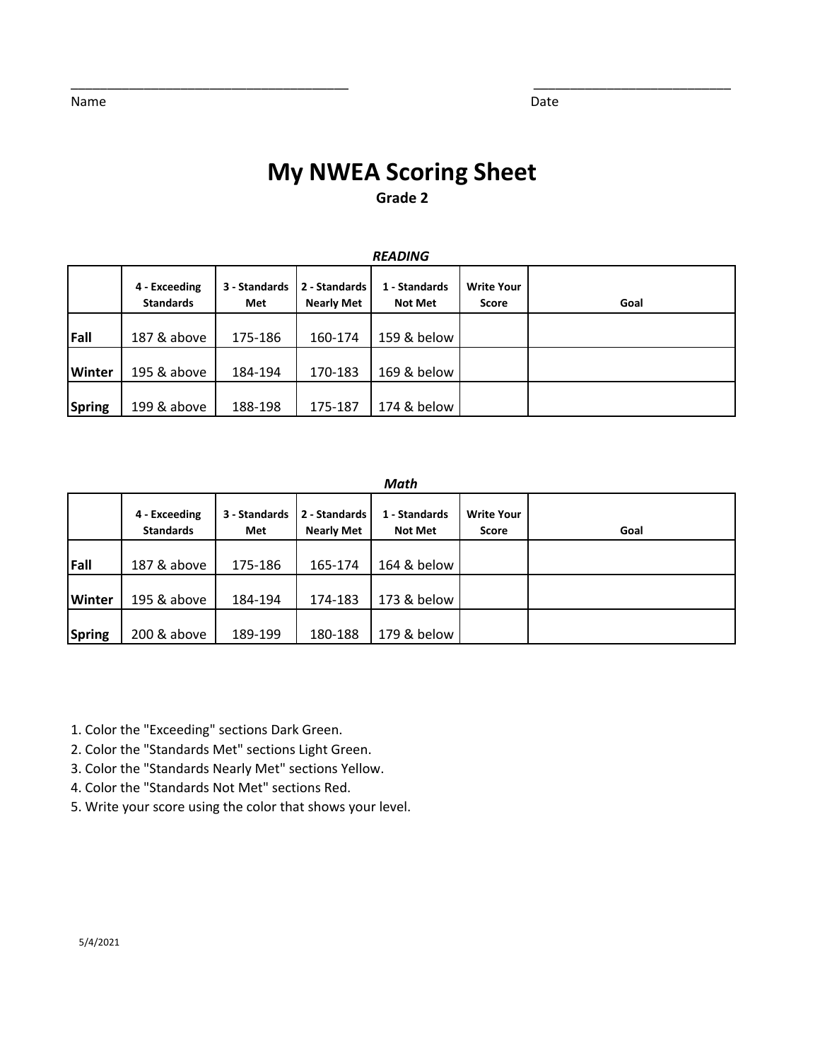Name ______________________________ Date ______________________________

# My NWEA Scoring Sheet

**Grade 2**

***READING***

| | 4 - Exceeding Standards | 3 - Standards Met | 2 - Standards Nearly Met | 1 - Standards Not Met | Write Your Score | Goal |
|---|---|---|---|---|---|---|
| **Fall** | 187 & above | 175-186 | 160-174 | 159 & below | | |
| **Winter** | 195 & above | 184-194 | 170-183 | 169 & below | | |
| **Spring** | 199 & above | 188-198 | 175-187 | 174 & below | | |

***Math***

| | 4 - Exceeding Standards | 3 - Standards Met | 2 - Standards Nearly Met | 1 - Standards Not Met | Write Your Score | Goal |
|---|---|---|---|---|---|---|
| **Fall** | 187 & above | 175-186 | 165-174 | 164 & below | | |
| **Winter** | 195 & above | 184-194 | 174-183 | 173 & below | | |
| **Spring** | 200 & above | 189-199 | 180-188 | 179 & below | | |

1. Color the "Exceeding" sections Dark Green.
2. Color the "Standards Met" sections Light Green.
3. Color the "Standards Nearly Met" sections Yellow.
4. Color the "Standards Not Met" sections Red.
5. Write your score using the color that shows your level.

5/4/2021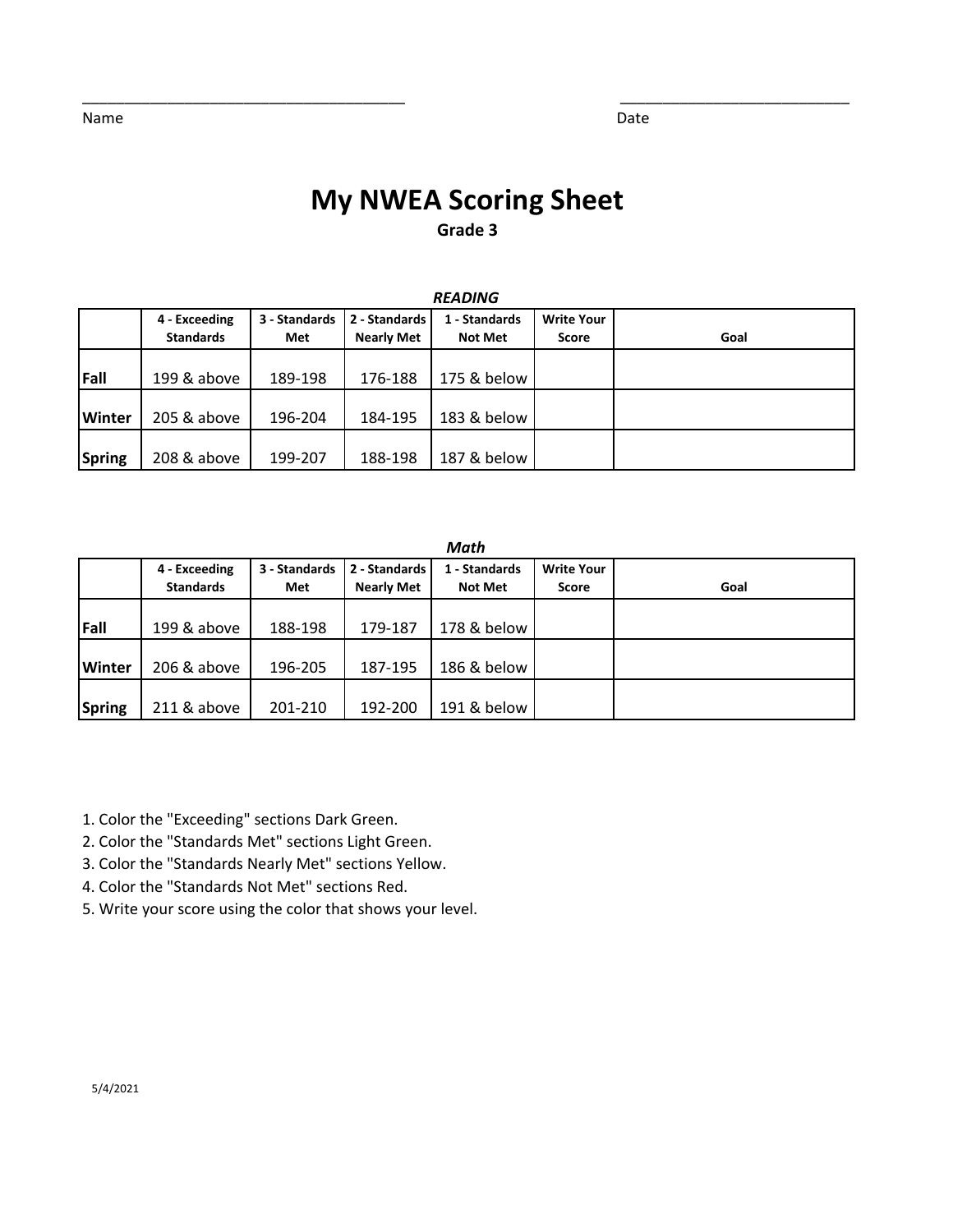______________________________________ ___________________________

Name Date

# My NWEA Scoring Sheet

**Grade 3**

***READING***

| | 4 - Exceeding Standards | 3 - Standards Met | 2 - Standards Nearly Met | 1 - Standards Not Met | Write Your Score | Goal |
|---|---|---|---|---|---|---|
| **Fall** | 199 & above | 189-198 | 176-188 | 175 & below | | |
| **Winter** | 205 & above | 196-204 | 184-195 | 183 & below | | |
| **Spring** | 208 & above | 199-207 | 188-198 | 187 & below | | |

***Math***

| | 4 - Exceeding Standards | 3 - Standards Met | 2 - Standards Nearly Met | 1 - Standards Not Met | Write Your Score | Goal |
|---|---|---|---|---|---|---|
| **Fall** | 199 & above | 188-198 | 179-187 | 178 & below | | |
| **Winter** | 206 & above | 196-205 | 187-195 | 186 & below | | |
| **Spring** | 211 & above | 201-210 | 192-200 | 191 & below | | |

1. Color the "Exceeding" sections Dark Green.
2. Color the "Standards Met" sections Light Green.
3. Color the "Standards Nearly Met" sections Yellow.
4. Color the "Standards Not Met" sections Red.
5. Write your score using the color that shows your level.

5/4/2021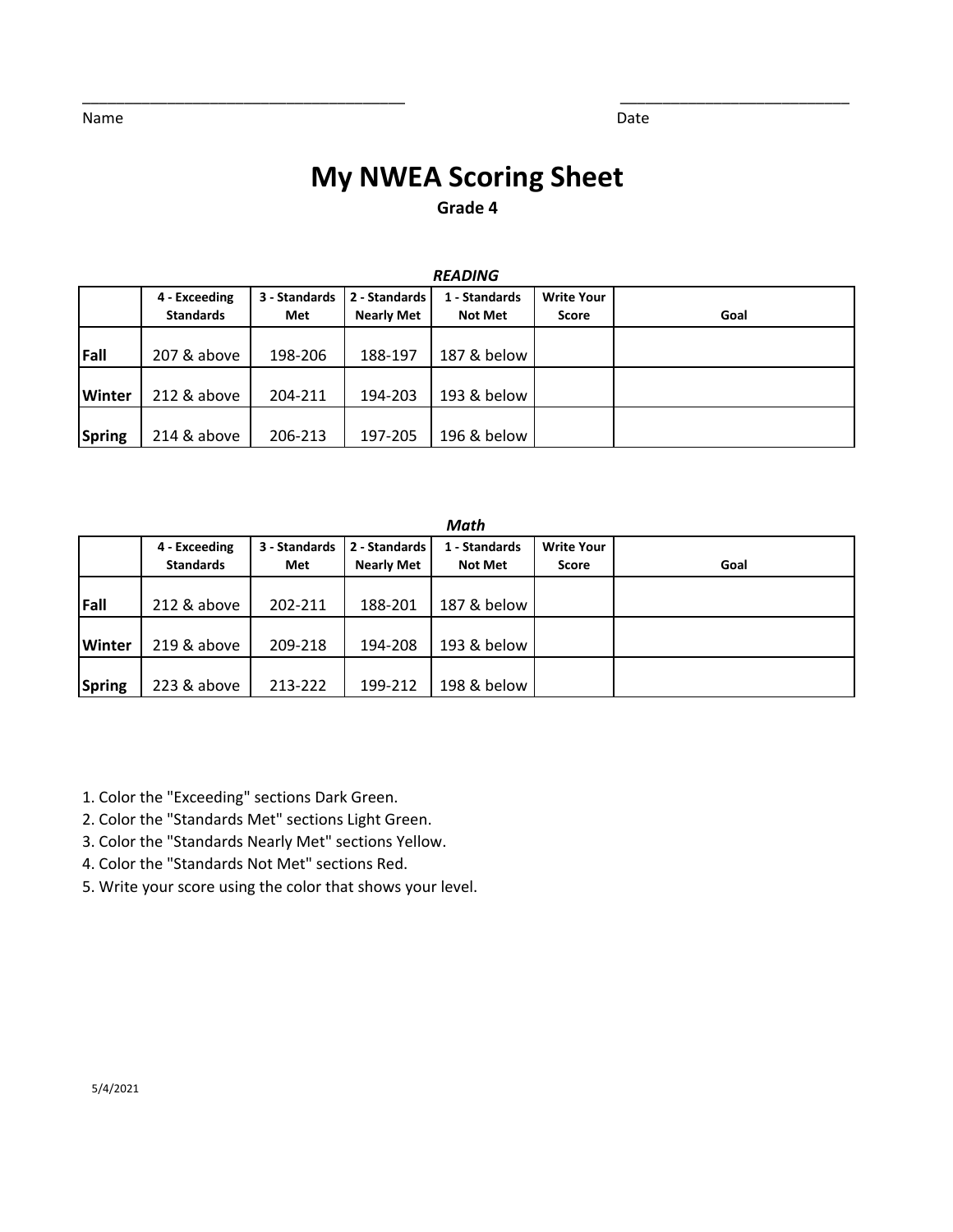Name ______________________________ Date ______________________________

# My NWEA Scoring Sheet

**Grade 4**

***READING***

| | 4 - Exceeding Standards | 3 - Standards Met | 2 - Standards Nearly Met | 1 - Standards Not Met | Write Your Score | Goal |
|---|---|---|---|---|---|---|
| **Fall** | 207 & above | 198-206 | 188-197 | 187 & below | | |
| **Winter** | 212 & above | 204-211 | 194-203 | 193 & below | | |
| **Spring** | 214 & above | 206-213 | 197-205 | 196 & below | | |

***Math***

| | 4 - Exceeding Standards | 3 - Standards Met | 2 - Standards Nearly Met | 1 - Standards Not Met | Write Your Score | Goal |
|---|---|---|---|---|---|---|
| **Fall** | 212 & above | 202-211 | 188-201 | 187 & below | | |
| **Winter** | 219 & above | 209-218 | 194-208 | 193 & below | | |
| **Spring** | 223 & above | 213-222 | 199-212 | 198 & below | | |

1. Color the "Exceeding" sections Dark Green.
2. Color the "Standards Met" sections Light Green.
3. Color the "Standards Nearly Met" sections Yellow.
4. Color the "Standards Not Met" sections Red.
5. Write your score using the color that shows your level.

5/4/2021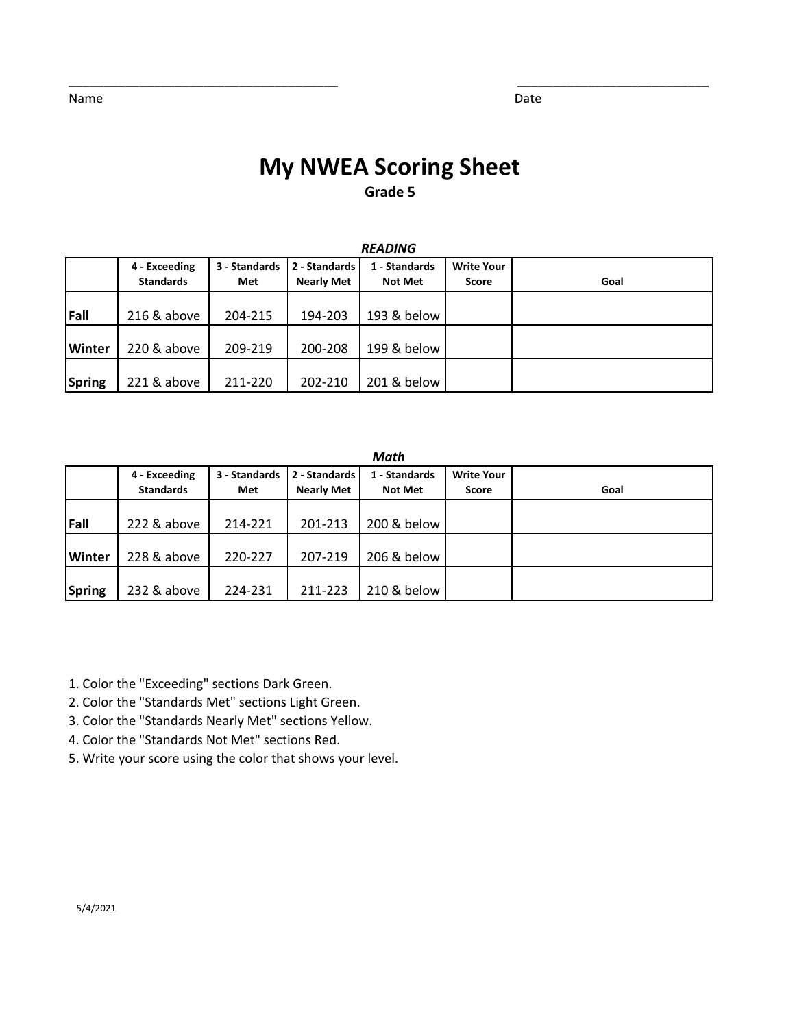Name \_\_\_\_\_\_\_\_\_\_\_\_\_\_\_\_\_\_\_\_\_\_\_\_\_\_\_\_\_\_\_\_\_\_\_\_ Date \_\_\_\_\_\_\_\_\_\_\_\_\_\_\_\_\_\_\_\_\_\_\_\_\_\_

# My NWEA Scoring Sheet

**Grade 5**

***READING***

| | 4 - Exceeding Standards | 3 - Standards Met | 2 - Standards Nearly Met | 1 - Standards Not Met | Write Your Score | Goal |
|---|---|---|---|---|---|---|
| **Fall** | 216 & above | 204-215 | 194-203 | 193 & below | | |
| **Winter** | 220 & above | 209-219 | 200-208 | 199 & below | | |
| **Spring** | 221 & above | 211-220 | 202-210 | 201 & below | | |

***Math***

| | 4 - Exceeding Standards | 3 - Standards Met | 2 - Standards Nearly Met | 1 - Standards Not Met | Write Your Score | Goal |
|---|---|---|---|---|---|---|
| **Fall** | 222 & above | 214-221 | 201-213 | 200 & below | | |
| **Winter** | 228 & above | 220-227 | 207-219 | 206 & below | | |
| **Spring** | 232 & above | 224-231 | 211-223 | 210 & below | | |

1. Color the "Exceeding" sections Dark Green.
2. Color the "Standards Met" sections Light Green.
3. Color the "Standards Nearly Met" sections Yellow.
4. Color the "Standards Not Met" sections Red.
5. Write your score using the color that shows your level.

5/4/2021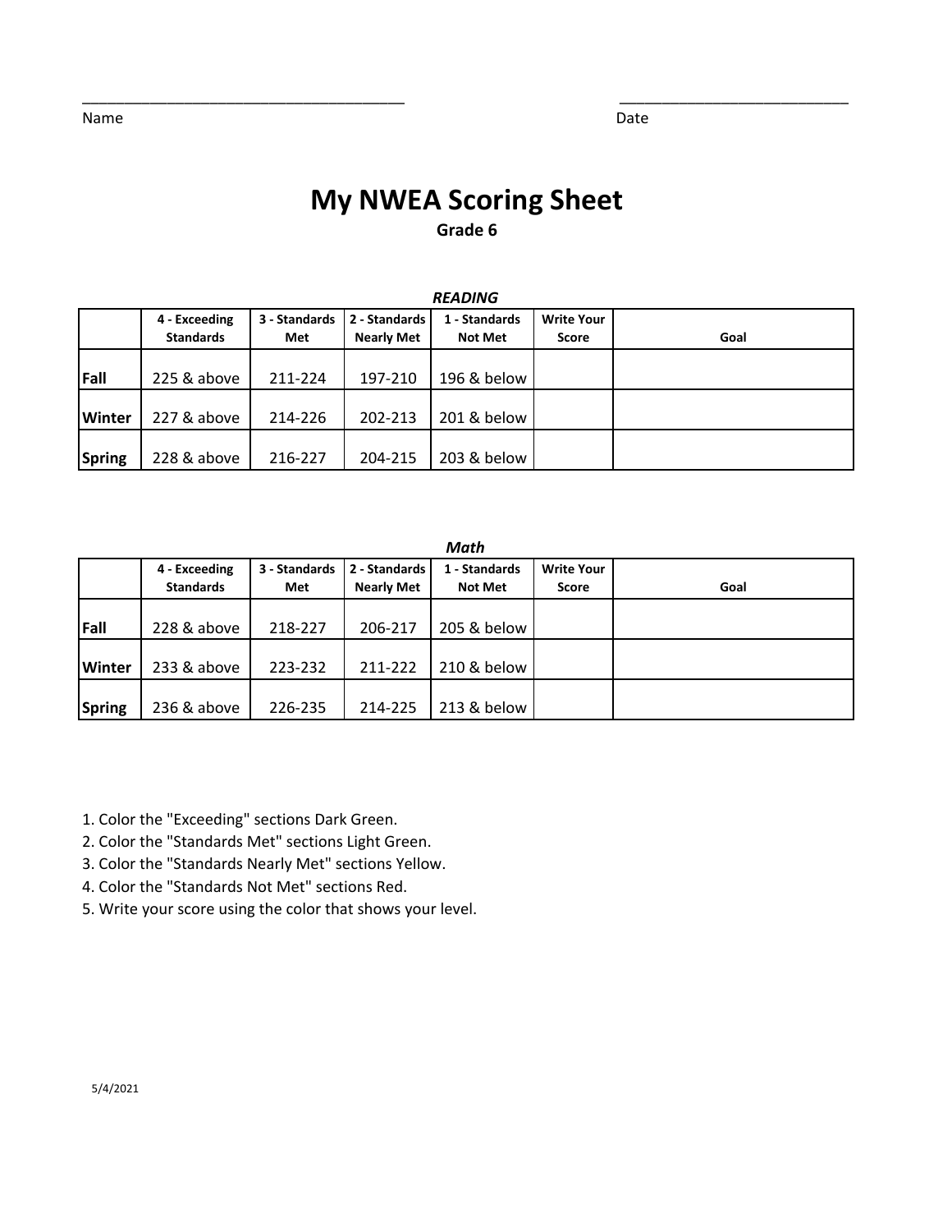_____________________________________ Name

___________________________ Date

# My NWEA Scoring Sheet

**Grade 6**

***READING***

| | 4 - Exceeding Standards | 3 - Standards Met | 2 - Standards Nearly Met | 1 - Standards Not Met | Write Your Score | Goal |
|---|---|---|---|---|---|---|
| **Fall** | 225 & above | 211-224 | 197-210 | 196 & below | | |
| **Winter** | 227 & above | 214-226 | 202-213 | 201 & below | | |
| **Spring** | 228 & above | 216-227 | 204-215 | 203 & below | | |

***Math***

| | 4 - Exceeding Standards | 3 - Standards Met | 2 - Standards Nearly Met | 1 - Standards Not Met | Write Your Score | Goal |
|---|---|---|---|---|---|---|
| **Fall** | 228 & above | 218-227 | 206-217 | 205 & below | | |
| **Winter** | 233 & above | 223-232 | 211-222 | 210 & below | | |
| **Spring** | 236 & above | 226-235 | 214-225 | 213 & below | | |

1. Color the "Exceeding" sections Dark Green.
2. Color the "Standards Met" sections Light Green.
3. Color the "Standards Nearly Met" sections Yellow.
4. Color the "Standards Not Met" sections Red.
5. Write your score using the color that shows your level.

5/4/2021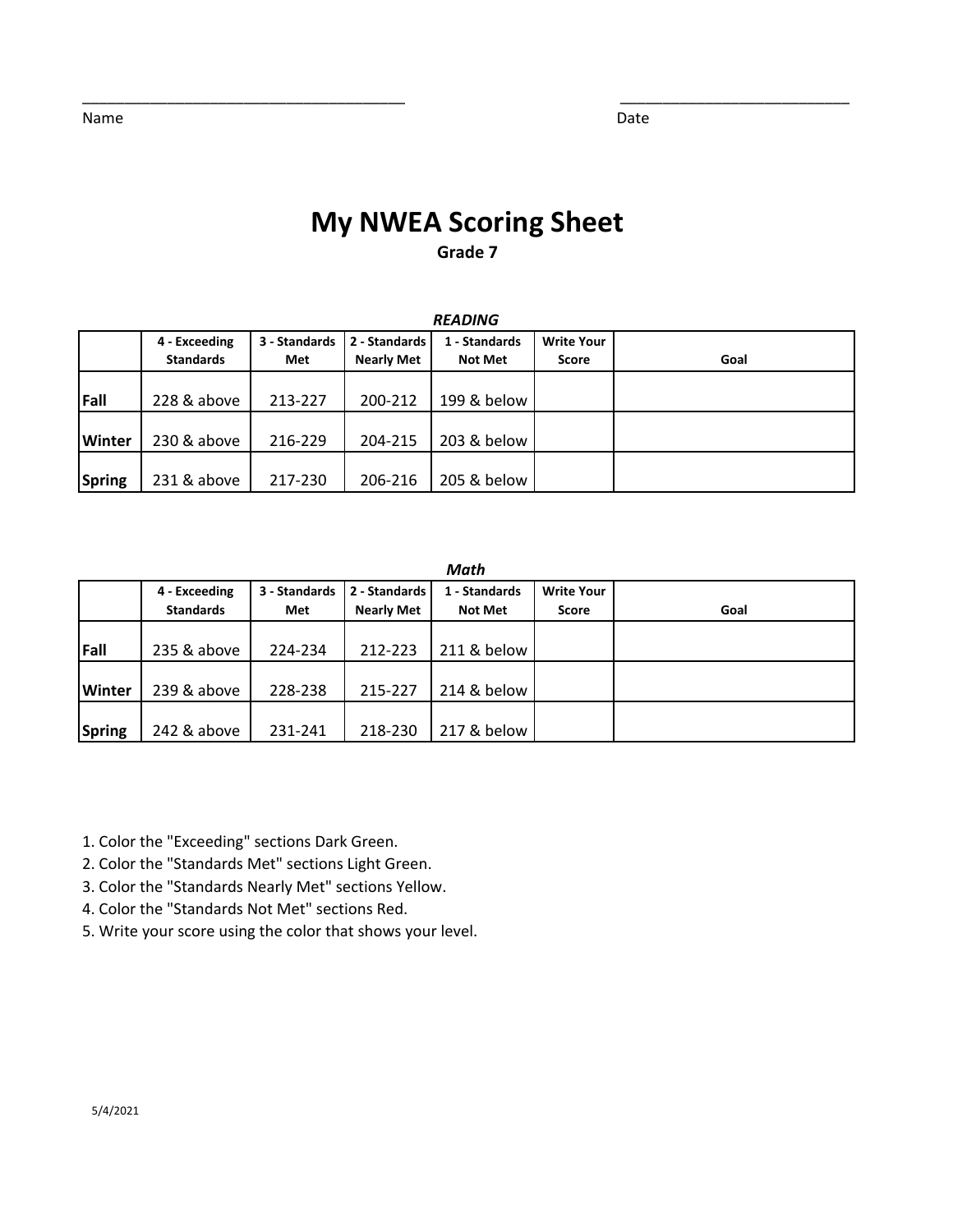Name ____________________________________ Date __________________________

# My NWEA Scoring Sheet

**Grade 7**

***READING***

| | 4 - Exceeding Standards | 3 - Standards Met | 2 - Standards Nearly Met | 1 - Standards Not Met | Write Your Score | Goal |
|---|---|---|---|---|---|---|
| **Fall** | 228 & above | 213-227 | 200-212 | 199 & below | | |
| **Winter** | 230 & above | 216-229 | 204-215 | 203 & below | | |
| **Spring** | 231 & above | 217-230 | 206-216 | 205 & below | | |

***Math***

| | 4 - Exceeding Standards | 3 - Standards Met | 2 - Standards Nearly Met | 1 - Standards Not Met | Write Your Score | Goal |
|---|---|---|---|---|---|---|
| **Fall** | 235 & above | 224-234 | 212-223 | 211 & below | | |
| **Winter** | 239 & above | 228-238 | 215-227 | 214 & below | | |
| **Spring** | 242 & above | 231-241 | 218-230 | 217 & below | | |

1. Color the "Exceeding" sections Dark Green.
2. Color the "Standards Met" sections Light Green.
3. Color the "Standards Nearly Met" sections Yellow.
4. Color the "Standards Not Met" sections Red.
5. Write your score using the color that shows your level.

5/4/2021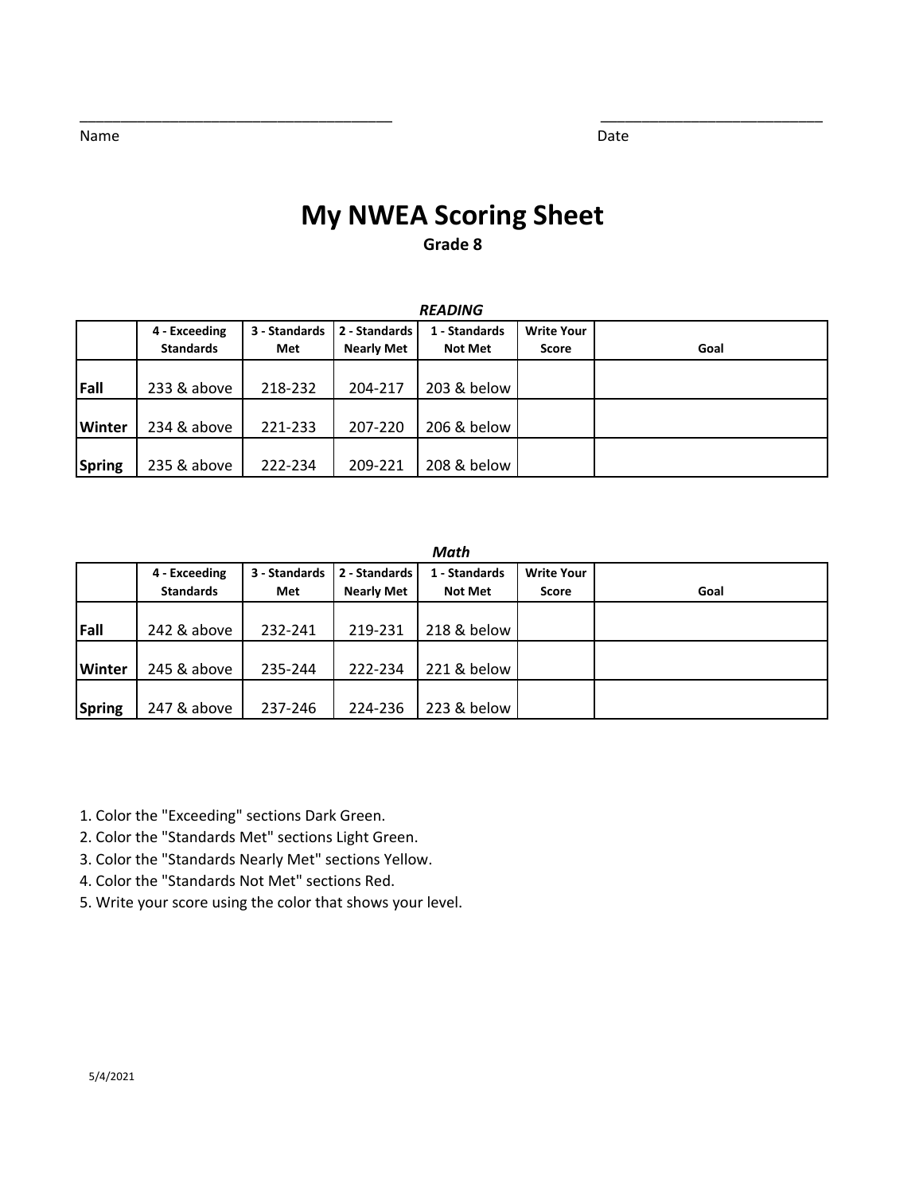Name

Date

# My NWEA Scoring Sheet

**Grade 8**

***READING***

| | 4 - Exceeding Standards | 3 - Standards Met | 2 - Standards Nearly Met | 1 - Standards Not Met | Write Your Score | Goal |
|---|---|---|---|---|---|---|
| **Fall** | 233 & above | 218-232 | 204-217 | 203 & below | | |
| **Winter** | 234 & above | 221-233 | 207-220 | 206 & below | | |
| **Spring** | 235 & above | 222-234 | 209-221 | 208 & below | | |

***Math***

| | 4 - Exceeding Standards | 3 - Standards Met | 2 - Standards Nearly Met | 1 - Standards Not Met | Write Your Score | Goal |
|---|---|---|---|---|---|---|
| **Fall** | 242 & above | 232-241 | 219-231 | 218 & below | | |
| **Winter** | 245 & above | 235-244 | 222-234 | 221 & below | | |
| **Spring** | 247 & above | 237-246 | 224-236 | 223 & below | | |

1. Color the "Exceeding" sections Dark Green.
2. Color the "Standards Met" sections Light Green.
3. Color the "Standards Nearly Met" sections Yellow.
4. Color the "Standards Not Met" sections Red.
5. Write your score using the color that shows your level.

5/4/2021